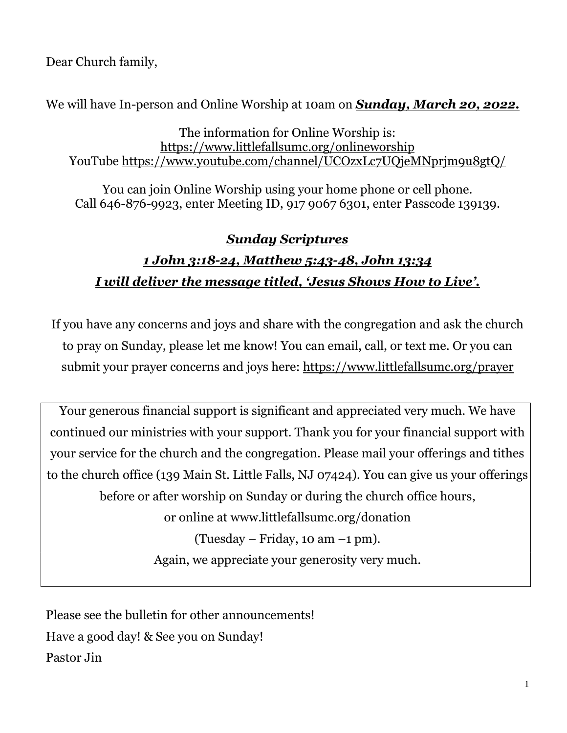Dear Church family,

We will have In-person and Online Worship at 10am on ***<u>Sunday, March 20, 2022.</u>***

The information for Online Worship is:
https://www.littlefallsumc.org/onlineworship
YouTube https://www.youtube.com/channel/UCOzxLc7UQjeMNprjm9u8gtQ/

You can join Online Worship using your home phone or cell phone.
Call 646-876-9923, enter Meeting ID, 917 9067 6301, enter Passcode 139139.

***<u>Sunday Scriptures</u>***

***<u>1 John 3:18-24, Matthew 5:43-48, John 13:34</u>***

***<u>I will deliver the message titled, 'Jesus Shows How to Live'.</u>***

If you have any concerns and joys and share with the congregation and ask the church to pray on Sunday, please let me know! You can email, call, or text me. Or you can submit your prayer concerns and joys here: https://www.littlefallsumc.org/prayer

Your generous financial support is significant and appreciated very much. We have continued our ministries with your support. Thank you for your financial support with your service for the church and the congregation. Please mail your offerings and tithes to the church office (139 Main St. Little Falls, NJ 07424). You can give us your offerings before or after worship on Sunday or during the church office hours,
or online at www.littlefallsumc.org/donation
(Tuesday – Friday, 10 am –1 pm).
Again, we appreciate your generosity very much.

Please see the bulletin for other announcements!
Have a good day! & See you on Sunday!
Pastor Jin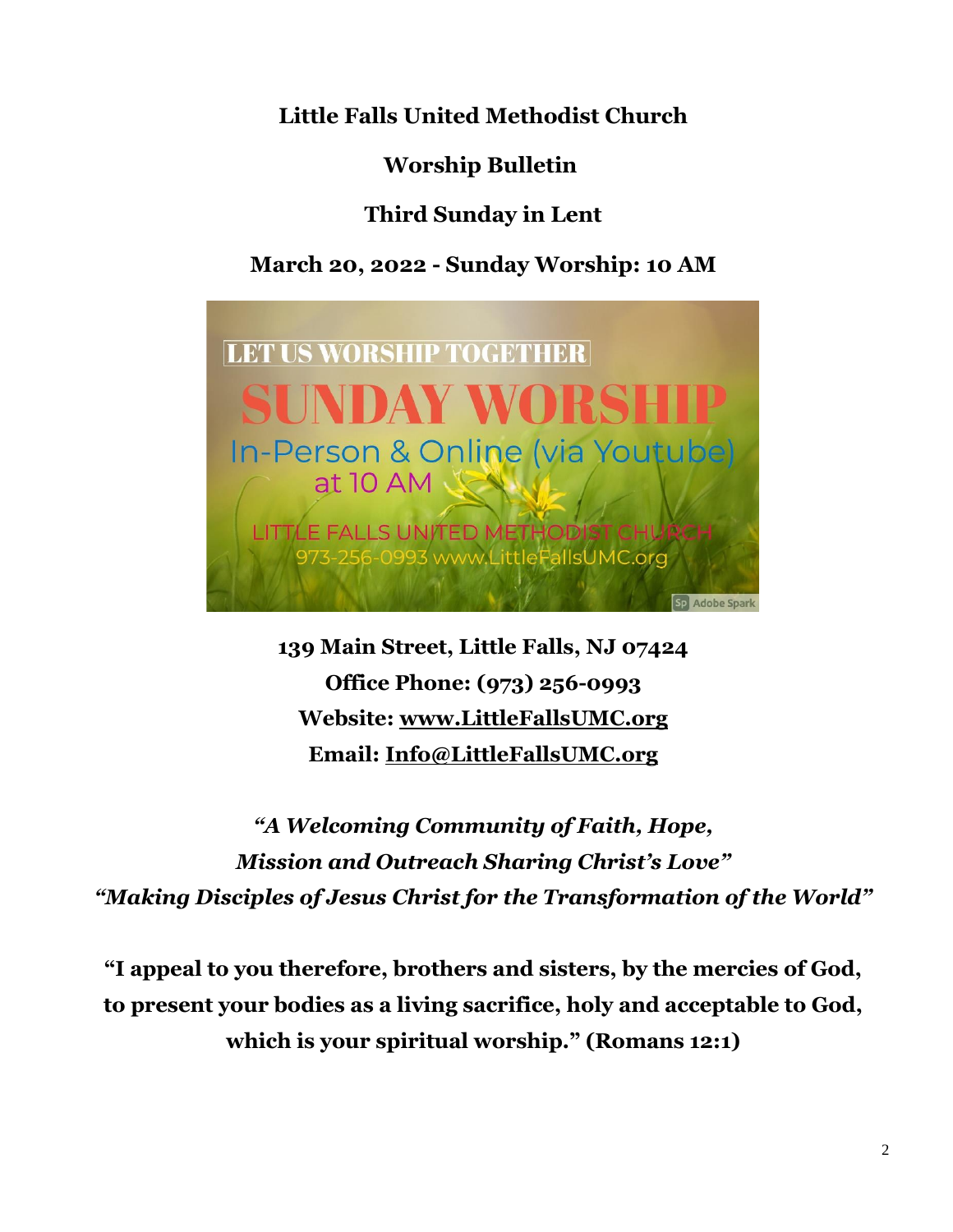**Little Falls United Methodist Church**

**Worship Bulletin**

**Third Sunday in Lent**

**March 20, 2022 - Sunday Worship: 10 AM**

**139 Main Street, Little Falls, NJ 07424**
**Office Phone: (973) 256-0993**
**Website: www.LittleFallsUMC.org**
**Email: Info@LittleFallsUMC.org**

***"A Welcoming Community of Faith, Hope,***
***Mission and Outreach Sharing Christ's Love"***
***"Making Disciples of Jesus Christ for the Transformation of the World"***

**"I appeal to you therefore, brothers and sisters, by the mercies of God, to present your bodies as a living sacrifice, holy and acceptable to God, which is your spiritual worship." (Romans 12:1)**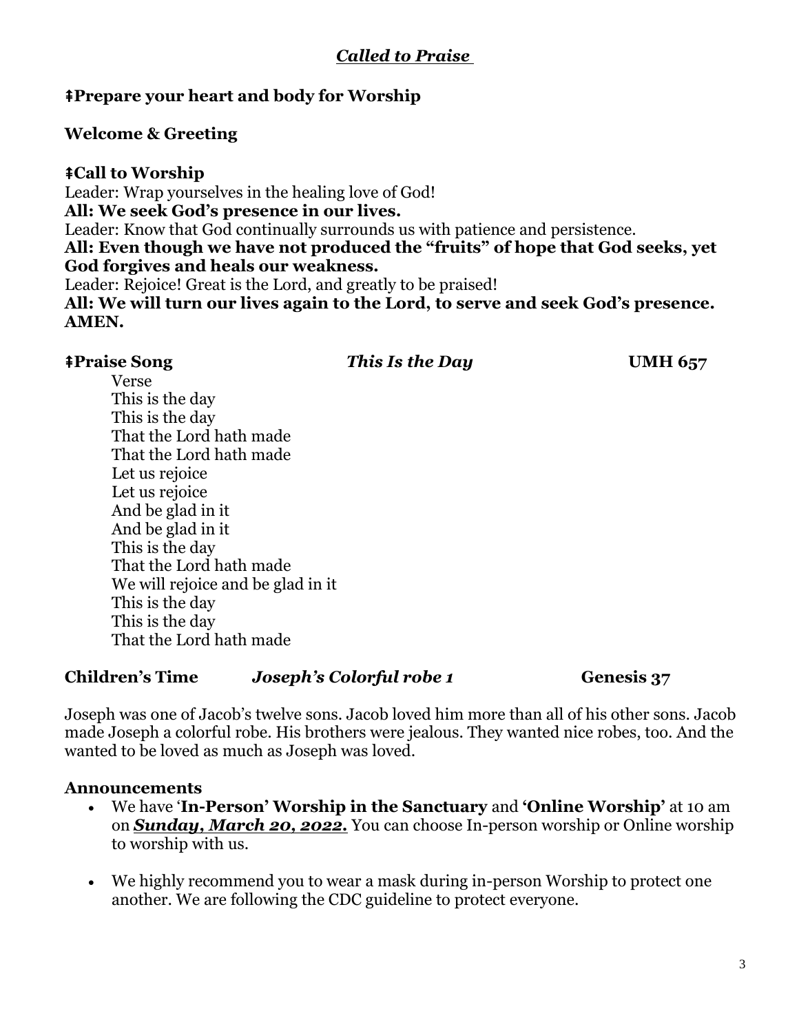## ***Called to Praise***

**ǂPrepare your heart and body for Worship**

**Welcome & Greeting**

**ǂCall to Worship**

Leader: Wrap yourselves in the healing love of God!

**All: We seek God's presence in our lives.**

Leader: Know that God continually surrounds us with patience and persistence.

**All: Even though we have not produced the "fruits" of hope that God seeks, yet God forgives and heals our weakness.**

Leader: Rejoice! Great is the Lord, and greatly to be praised!

**All: We will turn our lives again to the Lord, to serve and seek God's presence. AMEN.**

**ǂPraise Song** ***This Is the Day*** **UMH 657**

Verse
This is the day
This is the day
That the Lord hath made
That the Lord hath made
Let us rejoice
Let us rejoice
And be glad in it
And be glad in it
This is the day
That the Lord hath made
We will rejoice and be glad in it
This is the day
This is the day
That the Lord hath made

**Children's Time** ***Joseph's Colorful robe 1*** **Genesis 37**

Joseph was one of Jacob's twelve sons. Jacob loved him more than all of his other sons. Jacob made Joseph a colorful robe. His brothers were jealous. They wanted nice robes, too. And the wanted to be loved as much as Joseph was loved.

**Announcements**

- We have '**In-Person' Worship in the Sanctuary** and **'Online Worship'** at 10 am on ***Sunday, March 20, 2022.*** You can choose In-person worship or Online worship to worship with us.
- We highly recommend you to wear a mask during in-person Worship to protect one another. We are following the CDC guideline to protect everyone.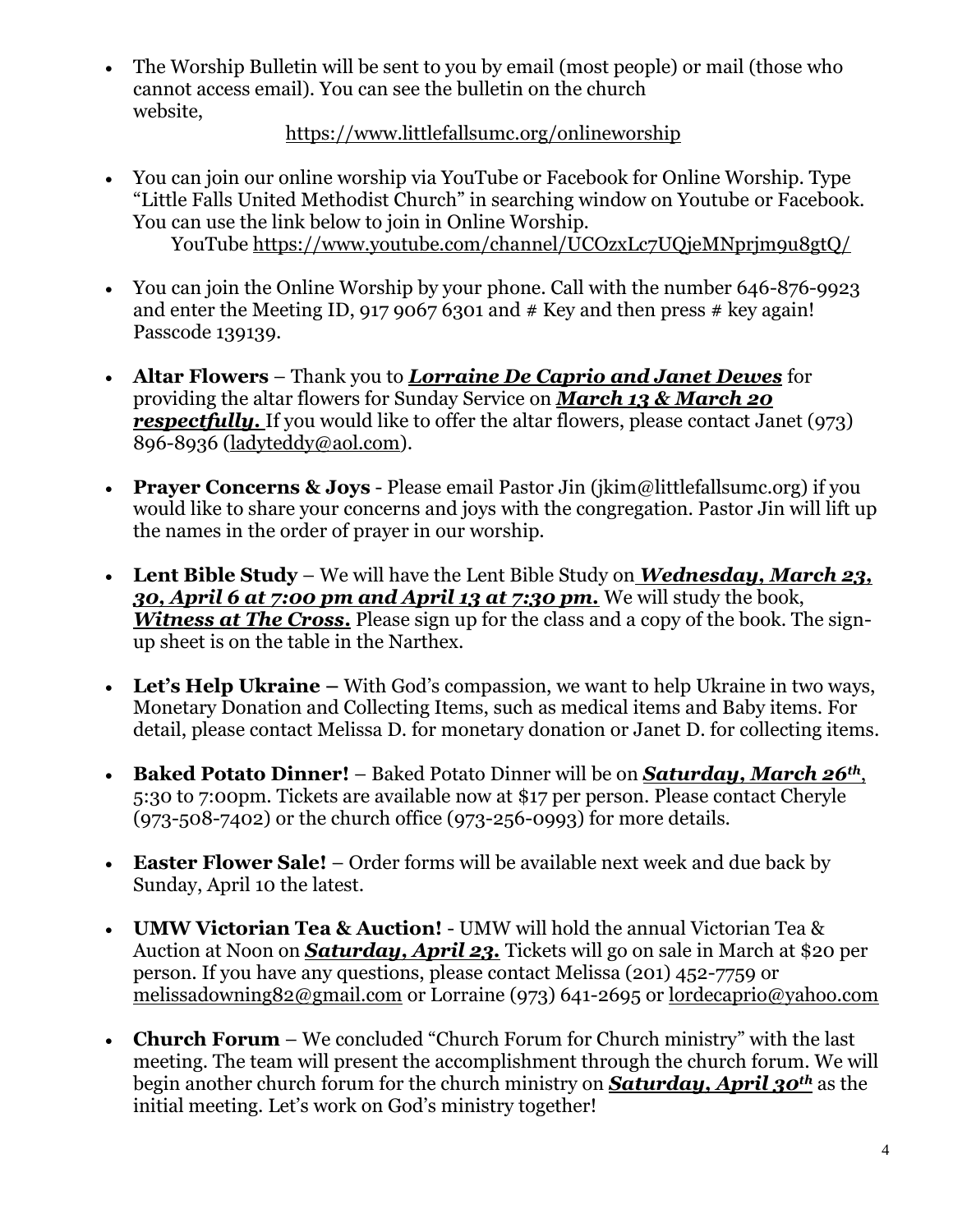- The Worship Bulletin will be sent to you by email (most people) or mail (those who cannot access email). You can see the bulletin on the church website,

  https://www.littlefallsumc.org/onlineworship

- You can join our online worship via YouTube or Facebook for Online Worship. Type "Little Falls United Methodist Church" in searching window on Youtube or Facebook. You can use the link below to join in Online Worship.

  YouTube https://www.youtube.com/channel/UCOzxLc7UQjeMNprjm9u8gtQ/

- You can join the Online Worship by your phone. Call with the number 646-876-9923 and enter the Meeting ID, 917 9067 6301 and # Key and then press # key again! Passcode 139139.

- **Altar Flowers** – Thank you to ***Lorraine De Caprio and Janet Dewes*** for providing the altar flowers for Sunday Service on ***March 13 & March 20 respectfully.*** If you would like to offer the altar flowers, please contact Janet (973) 896-8936 (ladyteddy@aol.com).

- **Prayer Concerns & Joys** - Please email Pastor Jin (jkim@littlefallsumc.org) if you would like to share your concerns and joys with the congregation. Pastor Jin will lift up the names in the order of prayer in our worship.

- **Lent Bible Study** – We will have the Lent Bible Study on ***Wednesday, March 23, 30, April 6 at 7:00 pm and April 13 at 7:30 pm.*** We will study the book, ***Witness at The Cross.*** Please sign up for the class and a copy of the book. The sign-up sheet is on the table in the Narthex.

- **Let's Help Ukraine –** With God's compassion, we want to help Ukraine in two ways, Monetary Donation and Collecting Items, such as medical items and Baby items. For detail, please contact Melissa D. for monetary donation or Janet D. for collecting items.

- **Baked Potato Dinner!** – Baked Potato Dinner will be on ***Saturday, March 26th***, 5:30 to 7:00pm. Tickets are available now at $17 per person. Please contact Cheryle (973-508-7402) or the church office (973-256-0993) for more details.

- **Easter Flower Sale!** – Order forms will be available next week and due back by Sunday, April 10 the latest.

- **UMW Victorian Tea & Auction!** - UMW will hold the annual Victorian Tea & Auction at Noon on ***Saturday, April 23.*** Tickets will go on sale in March at $20 per person. If you have any questions, please contact Melissa (201) 452-7759 or melissadowning82@gmail.com or Lorraine (973) 641-2695 or lordecaprio@yahoo.com

- **Church Forum** – We concluded "Church Forum for Church ministry" with the last meeting. The team will present the accomplishment through the church forum. We will begin another church forum for the church ministry on ***Saturday, April 30th*** as the initial meeting. Let's work on God's ministry together!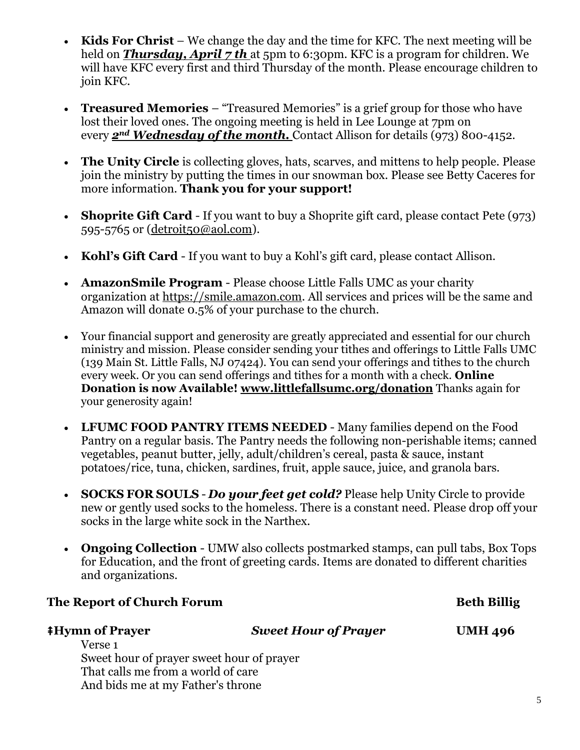- **Kids For Christ** – We change the day and the time for KFC. The next meeting will be held on ***Thursday, April 7 th*** at 5pm to 6:30pm. KFC is a program for children. We will have KFC every first and third Thursday of the month. Please encourage children to join KFC.

- **Treasured Memories** – "Treasured Memories" is a grief group for those who have lost their loved ones. The ongoing meeting is held in Lee Lounge at 7pm on every ***2nd Wednesday of the month.*** Contact Allison for details (973) 800-4152.

- **The Unity Circle** is collecting gloves, hats, scarves, and mittens to help people. Please join the ministry by putting the times in our snowman box. Please see Betty Caceres for more information. **Thank you for your support!**

- **Shoprite Gift Card** - If you want to buy a Shoprite gift card, please contact Pete (973) 595-5765 or (detroit50@aol.com).

- **Kohl's Gift Card** - If you want to buy a Kohl's gift card, please contact Allison.

- **AmazonSmile Program** - Please choose Little Falls UMC as your charity organization at https://smile.amazon.com. All services and prices will be the same and Amazon will donate 0.5% of your purchase to the church.

- Your financial support and generosity are greatly appreciated and essential for our church ministry and mission. Please consider sending your tithes and offerings to Little Falls UMC (139 Main St. Little Falls, NJ 07424). You can send your offerings and tithes to the church every week. Or you can send offerings and tithes for a month with a check. **Online Donation is now Available! www.littlefallsumc.org/donation** Thanks again for your generosity again!

- **LFUMC FOOD PANTRY ITEMS NEEDED** - Many families depend on the Food Pantry on a regular basis. The Pantry needs the following non-perishable items; canned vegetables, peanut butter, jelly, adult/children's cereal, pasta & sauce, instant potatoes/rice, tuna, chicken, sardines, fruit, apple sauce, juice, and granola bars.

- **SOCKS FOR SOULS** - ***Do your feet get cold?*** Please help Unity Circle to provide new or gently used socks to the homeless. There is a constant need. Please drop off your socks in the large white sock in the Narthex.

- **Ongoing Collection** - UMW also collects postmarked stamps, can pull tabs, Box Tops for Education, and the front of greeting cards. Items are donated to different charities and organizations.

**The Report of Church Forum** **Beth Billig**

**‡Hymn of Prayer** ***Sweet Hour of Prayer*** **UMH 496**

Verse 1
Sweet hour of prayer sweet hour of prayer
That calls me from a world of care
And bids me at my Father's throne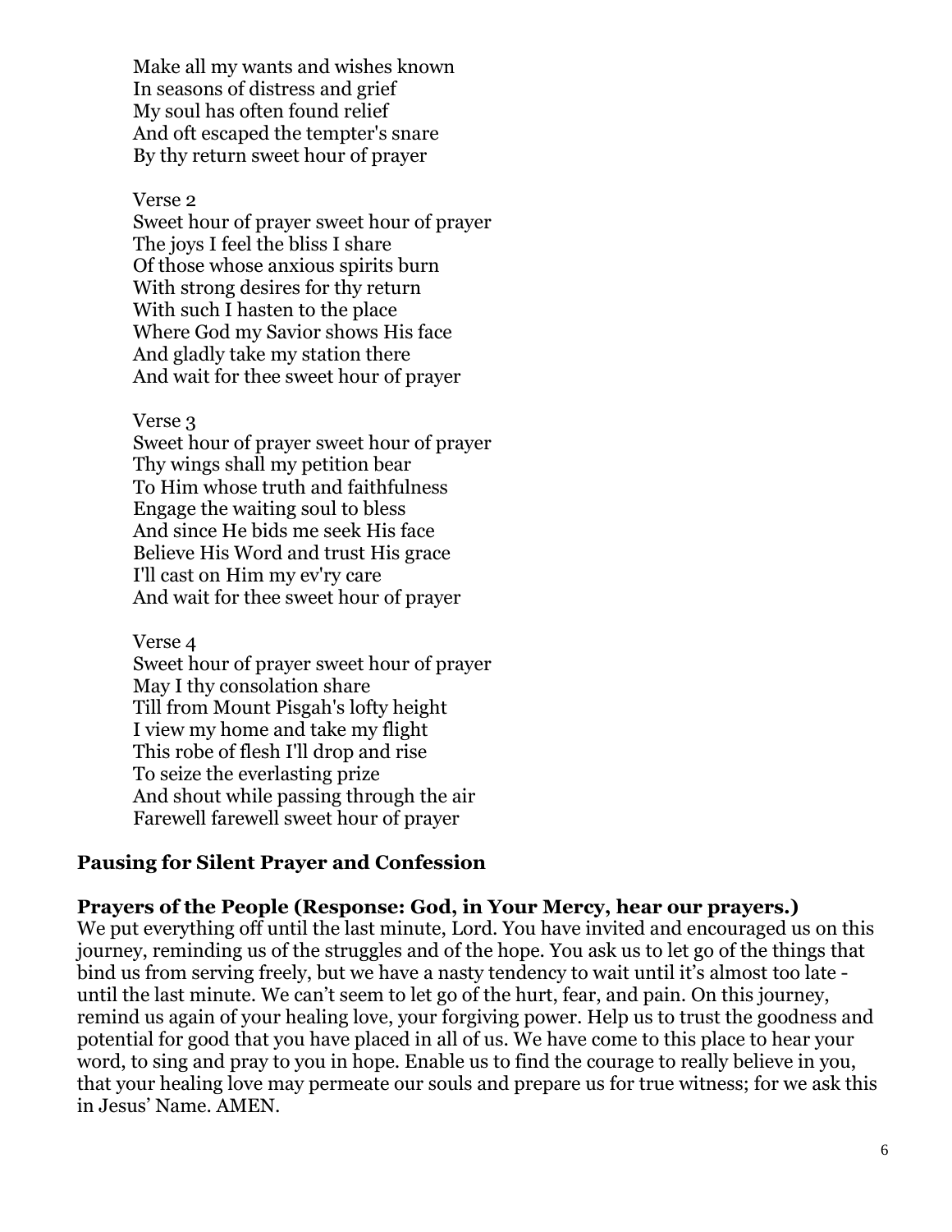Make all my wants and wishes known  
In seasons of distress and grief  
My soul has often found relief  
And oft escaped the tempter's snare  
By thy return sweet hour of prayer

Verse 2  
Sweet hour of prayer sweet hour of prayer  
The joys I feel the bliss I share  
Of those whose anxious spirits burn  
With strong desires for thy return  
With such I hasten to the place  
Where God my Savior shows His face  
And gladly take my station there  
And wait for thee sweet hour of prayer

Verse 3  
Sweet hour of prayer sweet hour of prayer  
Thy wings shall my petition bear  
To Him whose truth and faithfulness  
Engage the waiting soul to bless  
And since He bids me seek His face  
Believe His Word and trust His grace  
I'll cast on Him my ev'ry care  
And wait for thee sweet hour of prayer

Verse 4  
Sweet hour of prayer sweet hour of prayer  
May I thy consolation share  
Till from Mount Pisgah's lofty height  
I view my home and take my flight  
This robe of flesh I'll drop and rise  
To seize the everlasting prize  
And shout while passing through the air  
Farewell farewell sweet hour of prayer

**Pausing for Silent Prayer and Confession**

**Prayers of the People (Response: God, in Your Mercy, hear our prayers.)**

We put everything off until the last minute, Lord. You have invited and encouraged us on this journey, reminding us of the struggles and of the hope. You ask us to let go of the things that bind us from serving freely, but we have a nasty tendency to wait until it's almost too late - until the last minute. We can't seem to let go of the hurt, fear, and pain. On this journey, remind us again of your healing love, your forgiving power. Help us to trust the goodness and potential for good that you have placed in all of us. We have come to this place to hear your word, to sing and pray to you in hope. Enable us to find the courage to really believe in you, that your healing love may permeate our souls and prepare us for true witness; for we ask this in Jesus' Name. AMEN.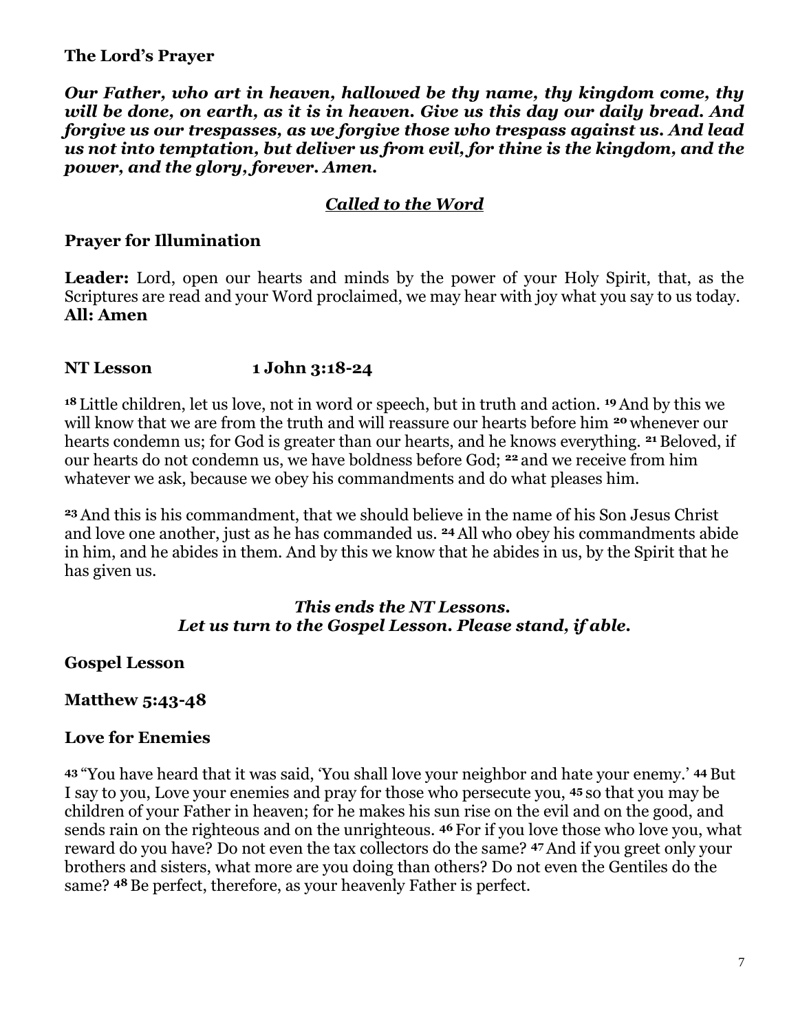**The Lord's Prayer**

***Our Father, who art in heaven, hallowed be thy name, thy kingdom come, thy will be done, on earth, as it is in heaven. Give us this day our daily bread. And forgive us our trespasses, as we forgive those who trespass against us. And lead us not into temptation, but deliver us from evil, for thine is the kingdom, and the power, and the glory, forever. Amen.***

***<u>Called to the Word</u>***

**Prayer for Illumination**

**Leader:** Lord, open our hearts and minds by the power of your Holy Spirit, that, as the Scriptures are read and your Word proclaimed, we may hear with joy what you say to us today.
**All: Amen**

**NT Lesson 1 John 3:18-24**

**18** Little children, let us love, not in word or speech, but in truth and action. **19** And by this we will know that we are from the truth and will reassure our hearts before him **20** whenever our hearts condemn us; for God is greater than our hearts, and he knows everything. **21** Beloved, if our hearts do not condemn us, we have boldness before God; **22** and we receive from him whatever we ask, because we obey his commandments and do what pleases him.

**23** And this is his commandment, that we should believe in the name of his Son Jesus Christ and love one another, just as he has commanded us. **24** All who obey his commandments abide in him, and he abides in them. And by this we know that he abides in us, by the Spirit that he has given us.

***This ends the NT Lessons.***
***Let us turn to the Gospel Lesson. Please stand, if able.***

**Gospel Lesson**

**Matthew 5:43-48**

**Love for Enemies**

**43** "You have heard that it was said, 'You shall love your neighbor and hate your enemy.' **44** But I say to you, Love your enemies and pray for those who persecute you, **45** so that you may be children of your Father in heaven; for he makes his sun rise on the evil and on the good, and sends rain on the righteous and on the unrighteous. **46** For if you love those who love you, what reward do you have? Do not even the tax collectors do the same? **47** And if you greet only your brothers and sisters, what more are you doing than others? Do not even the Gentiles do the same? **48** Be perfect, therefore, as your heavenly Father is perfect.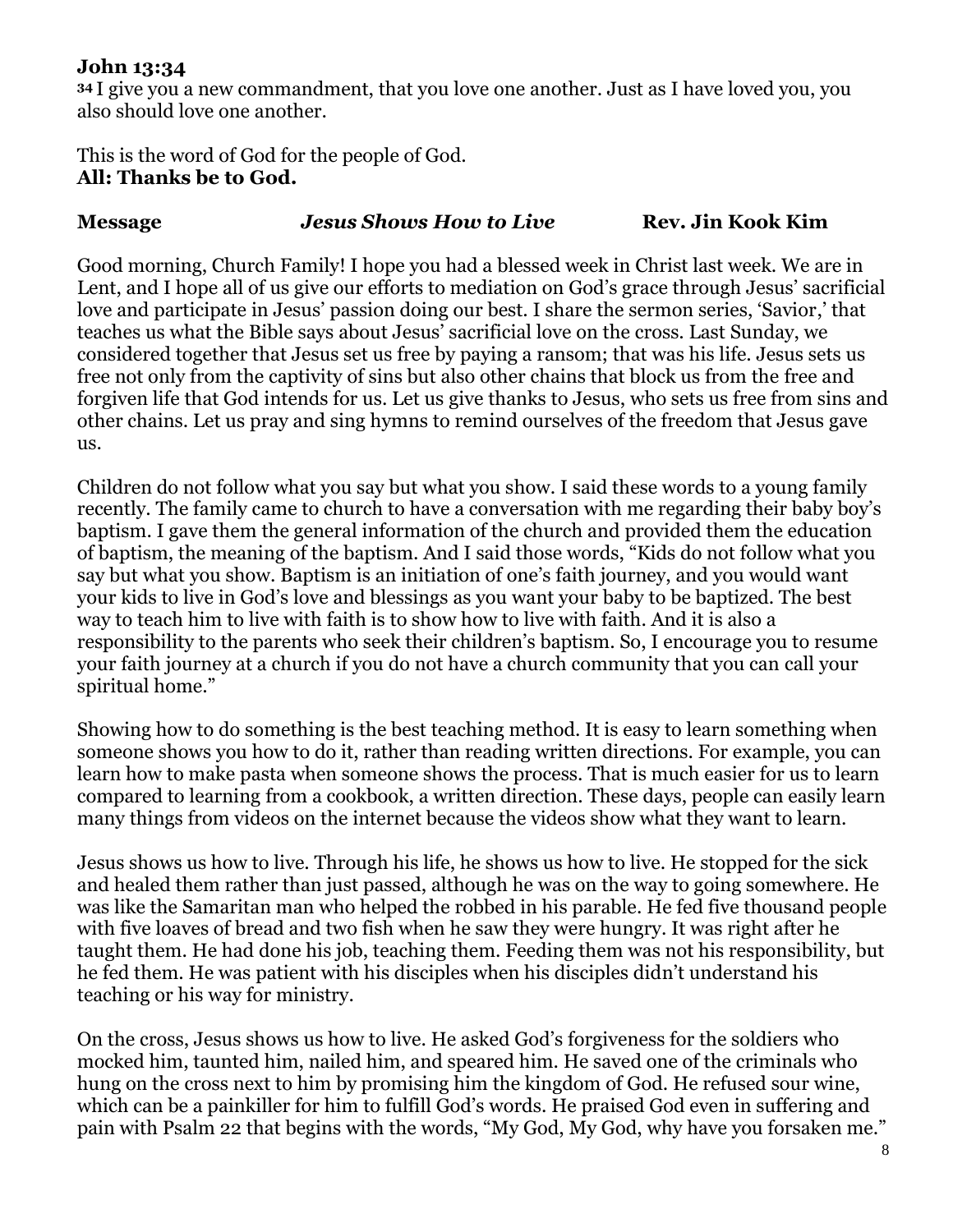**John 13:34**

**34** I give you a new commandment, that you love one another. Just as I have loved you, you also should love one another.

This is the word of God for the people of God.

**All: Thanks be to God.**

**Message** ***Jesus Shows How to Live*** **Rev. Jin Kook Kim**

Good morning, Church Family! I hope you had a blessed week in Christ last week. We are in Lent, and I hope all of us give our efforts to mediation on God's grace through Jesus' sacrificial love and participate in Jesus' passion doing our best. I share the sermon series, 'Savior,' that teaches us what the Bible says about Jesus' sacrificial love on the cross. Last Sunday, we considered together that Jesus set us free by paying a ransom; that was his life. Jesus sets us free not only from the captivity of sins but also other chains that block us from the free and forgiven life that God intends for us. Let us give thanks to Jesus, who sets us free from sins and other chains. Let us pray and sing hymns to remind ourselves of the freedom that Jesus gave us.

Children do not follow what you say but what you show. I said these words to a young family recently. The family came to church to have a conversation with me regarding their baby boy's baptism. I gave them the general information of the church and provided them the education of baptism, the meaning of the baptism. And I said those words, "Kids do not follow what you say but what you show. Baptism is an initiation of one's faith journey, and you would want your kids to live in God's love and blessings as you want your baby to be baptized. The best way to teach him to live with faith is to show how to live with faith. And it is also a responsibility to the parents who seek their children's baptism. So, I encourage you to resume your faith journey at a church if you do not have a church community that you can call your spiritual home."

Showing how to do something is the best teaching method. It is easy to learn something when someone shows you how to do it, rather than reading written directions. For example, you can learn how to make pasta when someone shows the process. That is much easier for us to learn compared to learning from a cookbook, a written direction. These days, people can easily learn many things from videos on the internet because the videos show what they want to learn.

Jesus shows us how to live. Through his life, he shows us how to live. He stopped for the sick and healed them rather than just passed, although he was on the way to going somewhere. He was like the Samaritan man who helped the robbed in his parable. He fed five thousand people with five loaves of bread and two fish when he saw they were hungry. It was right after he taught them. He had done his job, teaching them. Feeding them was not his responsibility, but he fed them. He was patient with his disciples when his disciples didn't understand his teaching or his way for ministry.

On the cross, Jesus shows us how to live. He asked God's forgiveness for the soldiers who mocked him, taunted him, nailed him, and speared him. He saved one of the criminals who hung on the cross next to him by promising him the kingdom of God. He refused sour wine, which can be a painkiller for him to fulfill God's words. He praised God even in suffering and pain with Psalm 22 that begins with the words, "My God, My God, why have you forsaken me."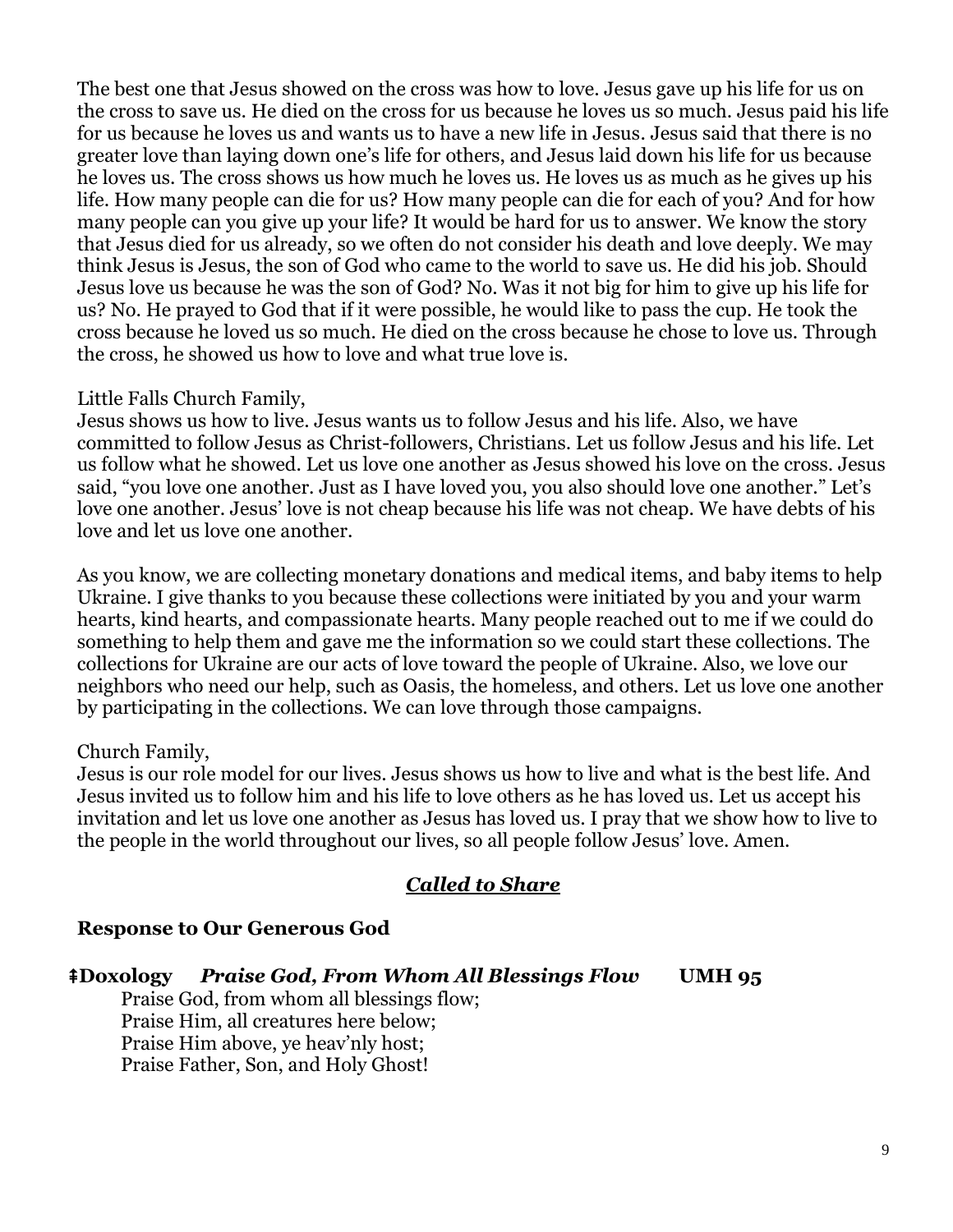The best one that Jesus showed on the cross was how to love. Jesus gave up his life for us on the cross to save us. He died on the cross for us because he loves us so much. Jesus paid his life for us because he loves us and wants us to have a new life in Jesus. Jesus said that there is no greater love than laying down one's life for others, and Jesus laid down his life for us because he loves us. The cross shows us how much he loves us. He loves us as much as he gives up his life. How many people can die for us? How many people can die for each of you? And for how many people can you give up your life? It would be hard for us to answer. We know the story that Jesus died for us already, so we often do not consider his death and love deeply. We may think Jesus is Jesus, the son of God who came to the world to save us. He did his job. Should Jesus love us because he was the son of God? No. Was it not big for him to give up his life for us? No. He prayed to God that if it were possible, he would like to pass the cup. He took the cross because he loved us so much. He died on the cross because he chose to love us. Through the cross, he showed us how to love and what true love is.

Little Falls Church Family,
Jesus shows us how to live. Jesus wants us to follow Jesus and his life. Also, we have committed to follow Jesus as Christ-followers, Christians. Let us follow Jesus and his life. Let us follow what he showed. Let us love one another as Jesus showed his love on the cross. Jesus said, "you love one another. Just as I have loved you, you also should love one another." Let's love one another. Jesus' love is not cheap because his life was not cheap. We have debts of his love and let us love one another.

As you know, we are collecting monetary donations and medical items, and baby items to help Ukraine. I give thanks to you because these collections were initiated by you and your warm hearts, kind hearts, and compassionate hearts. Many people reached out to me if we could do something to help them and gave me the information so we could start these collections. The collections for Ukraine are our acts of love toward the people of Ukraine. Also, we love our neighbors who need our help, such as Oasis, the homeless, and others. Let us love one another by participating in the collections. We can love through those campaigns.

Church Family,
Jesus is our role model for our lives. Jesus shows us how to live and what is the best life. And Jesus invited us to follow him and his life to love others as he has loved us. Let us accept his invitation and let us love one another as Jesus has loved us. I pray that we show how to live to the people in the world throughout our lives, so all people follow Jesus' love. Amen.

## ***Called to Share***

### Response to Our Generous God

**ǂDoxology** ***Praise God, From Whom All Blessings Flow*** **UMH 95**

Praise God, from whom all blessings flow;
Praise Him, all creatures here below;
Praise Him above, ye heav'nly host;
Praise Father, Son, and Holy Ghost!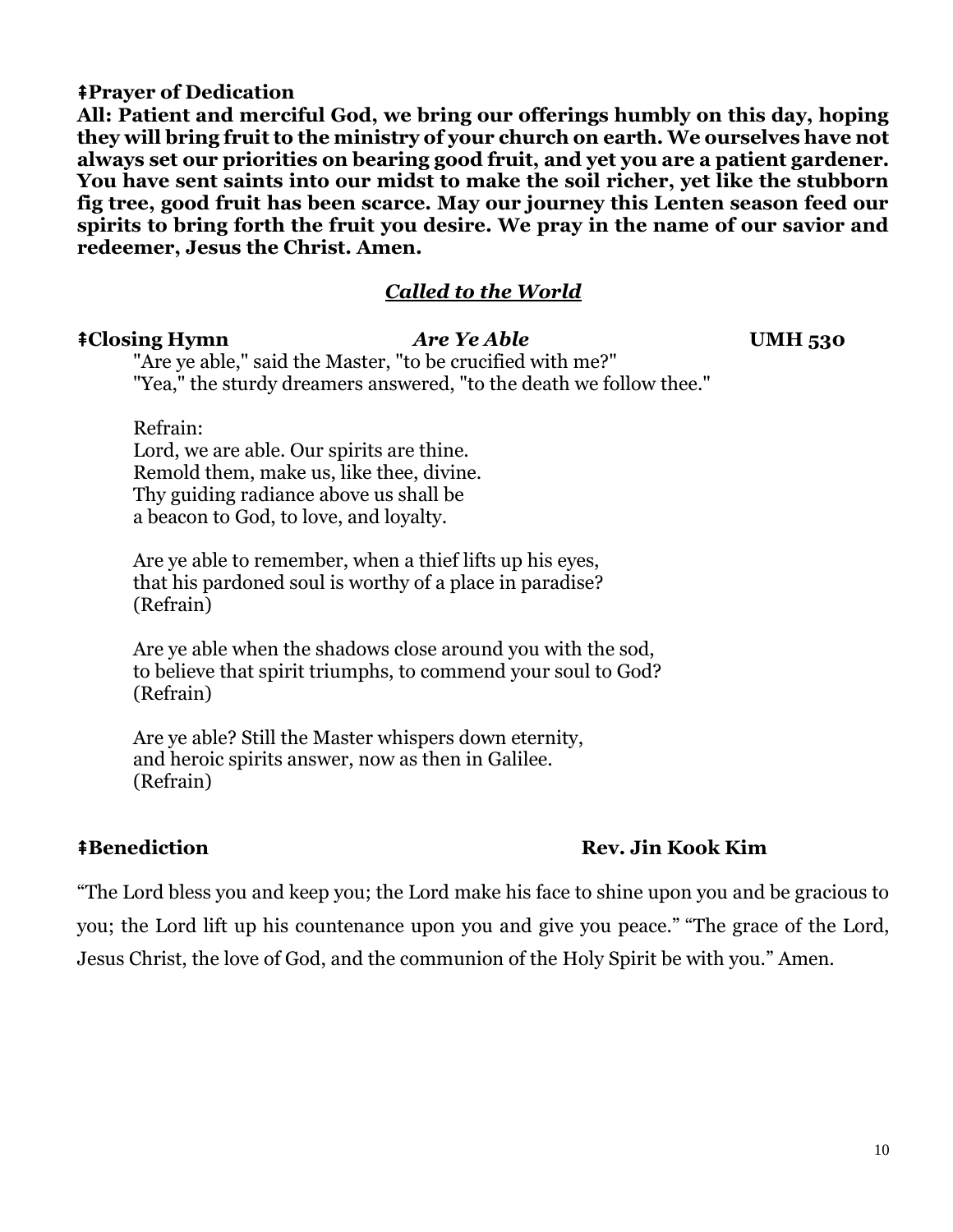**ǂPrayer of Dedication**

**All: Patient and merciful God, we bring our offerings humbly on this day, hoping they will bring fruit to the ministry of your church on earth. We ourselves have not always set our priorities on bearing good fruit, and yet you are a patient gardener. You have sent saints into our midst to make the soil richer, yet like the stubborn fig tree, good fruit has been scarce. May our journey this Lenten season feed our spirits to bring forth the fruit you desire. We pray in the name of our savior and redeemer, Jesus the Christ. Amen.**

## ***Called to the World***

**ǂClosing Hymn** ***Are Ye Able*** **UMH 530**

"Are ye able," said the Master, "to be crucified with me?"
"Yea," the sturdy dreamers answered, "to the death we follow thee."

Refrain:
Lord, we are able. Our spirits are thine.
Remold them, make us, like thee, divine.
Thy guiding radiance above us shall be
a beacon to God, to love, and loyalty.

Are ye able to remember, when a thief lifts up his eyes,
that his pardoned soul is worthy of a place in paradise?
(Refrain)

Are ye able when the shadows close around you with the sod,
to believe that spirit triumphs, to commend your soul to God?
(Refrain)

Are ye able? Still the Master whispers down eternity,
and heroic spirits answer, now as then in Galilee.
(Refrain)

**ǂBenediction** **Rev. Jin Kook Kim**

"The Lord bless you and keep you; the Lord make his face to shine upon you and be gracious to you; the Lord lift up his countenance upon you and give you peace." "The grace of the Lord, Jesus Christ, the love of God, and the communion of the Holy Spirit be with you." Amen.